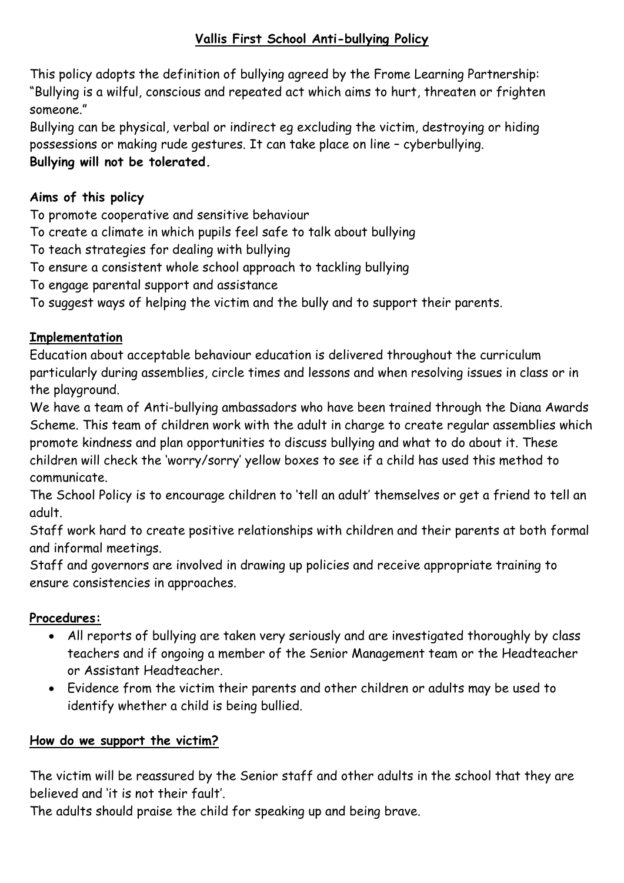# Vallis First School Anti-bullying Policy

This policy adopts the definition of bullying agreed by the Frome Learning Partnership: "Bullying is a wilful, conscious and repeated act which aims to hurt, threaten or frighten someone."

Bullying can be physical, verbal or indirect eg excluding the victim, destroying or hiding possessions or making rude gestures. It can take place on line – cyberbullying.

**Bullying will not be tolerated.**

**Aims of this policy**

To promote cooperative and sensitive behaviour

To create a climate in which pupils feel safe to talk about bullying

To teach strategies for dealing with bullying

To ensure a consistent whole school approach to tackling bullying

To engage parental support and assistance

To suggest ways of helping the victim and the bully and to support their parents.

## Implementation

Education about acceptable behaviour education is delivered throughout the curriculum particularly during assemblies, circle times and lessons and when resolving issues in class or in the playground.

We have a team of Anti-bullying ambassadors who have been trained through the Diana Awards Scheme. This team of children work with the adult in charge to create regular assemblies which promote kindness and plan opportunities to discuss bullying and what to do about it. These children will check the 'worry/sorry' yellow boxes to see if a child has used this method to communicate.

The School Policy is to encourage children to 'tell an adult' themselves or get a friend to tell an adult.

Staff work hard to create positive relationships with children and their parents at both formal and informal meetings.

Staff and governors are involved in drawing up policies and receive appropriate training to ensure consistencies in approaches.

## Procedures:

- All reports of bullying are taken very seriously and are investigated thoroughly by class teachers and if ongoing a member of the Senior Management team or the Headteacher or Assistant Headteacher.
- Evidence from the victim their parents and other children or adults may be used to identify whether a child is being bullied.

## How do we support the victim?

The victim will be reassured by the Senior staff and other adults in the school that they are believed and 'it is not their fault'.

The adults should praise the child for speaking up and being brave.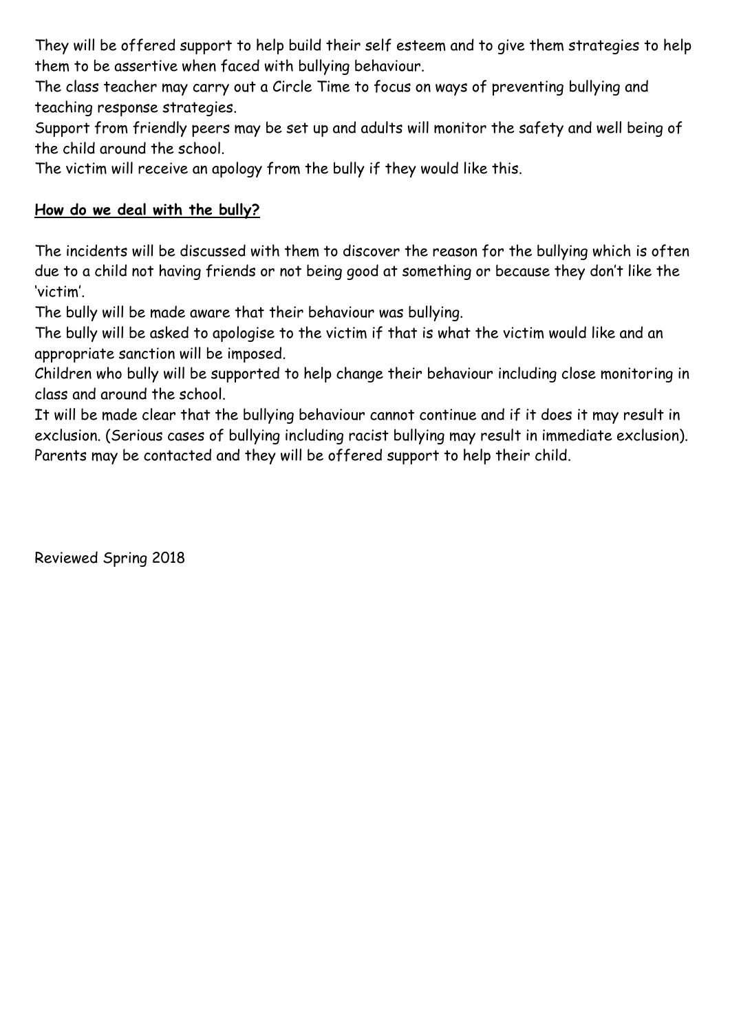They will be offered support to help build their self esteem and to give them strategies to help them to be assertive when faced with bullying behaviour.

The class teacher may carry out a Circle Time to focus on ways of preventing bullying and teaching response strategies.

Support from friendly peers may be set up and adults will monitor the safety and well being of the child around the school.

The victim will receive an apology from the bully if they would like this.

**How do we deal with the bully?**

The incidents will be discussed with them to discover the reason for the bullying which is often due to a child not having friends or not being good at something or because they don't like the 'victim'.

The bully will be made aware that their behaviour was bullying.

The bully will be asked to apologise to the victim if that is what the victim would like and an appropriate sanction will be imposed.

Children who bully will be supported to help change their behaviour including close monitoring in class and around the school.

It will be made clear that the bullying behaviour cannot continue and if it does it may result in exclusion. (Serious cases of bullying including racist bullying may result in immediate exclusion).

Parents may be contacted and they will be offered support to help their child.

Reviewed Spring 2018